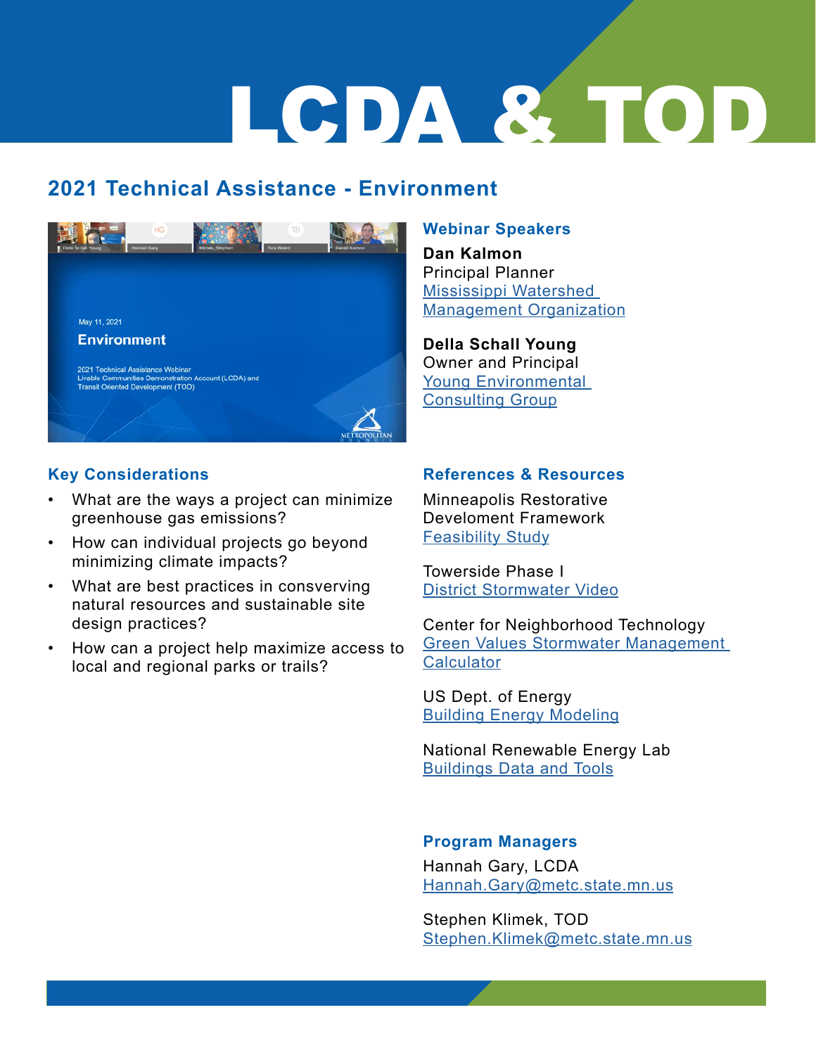# LCDA & TOD

## 2021 Technical Assistance - Environment

### Webinar Speakers

**Dan Kalmon**
Principal Planner
Mississippi Watershed Management Organization

**Della Schall Young**
Owner and Principal
Young Environmental Consulting Group

### Key Considerations

- What are the ways a project can minimize greenhouse gas emissions?
- How can individual projects go beyond minimizing climate impacts?
- What are best practices in conserving natural resources and sustainable site design practices?
- How can a project help maximize access to local and regional parks or trails?

### References & Resources

Minneapolis Restorative Develoment Framework
Feasibility Study

Towerside Phase I
District Stormwater Video

Center for Neighborhood Technology
Green Values Stormwater Management Calculator

US Dept. of Energy
Building Energy Modeling

National Renewable Energy Lab
Buildings Data and Tools

### Program Managers

Hannah Gary, LCDA
Hannah.Gary@metc.state.mn.us

Stephen Klimek, TOD
Stephen.Klimek@metc.state.mn.us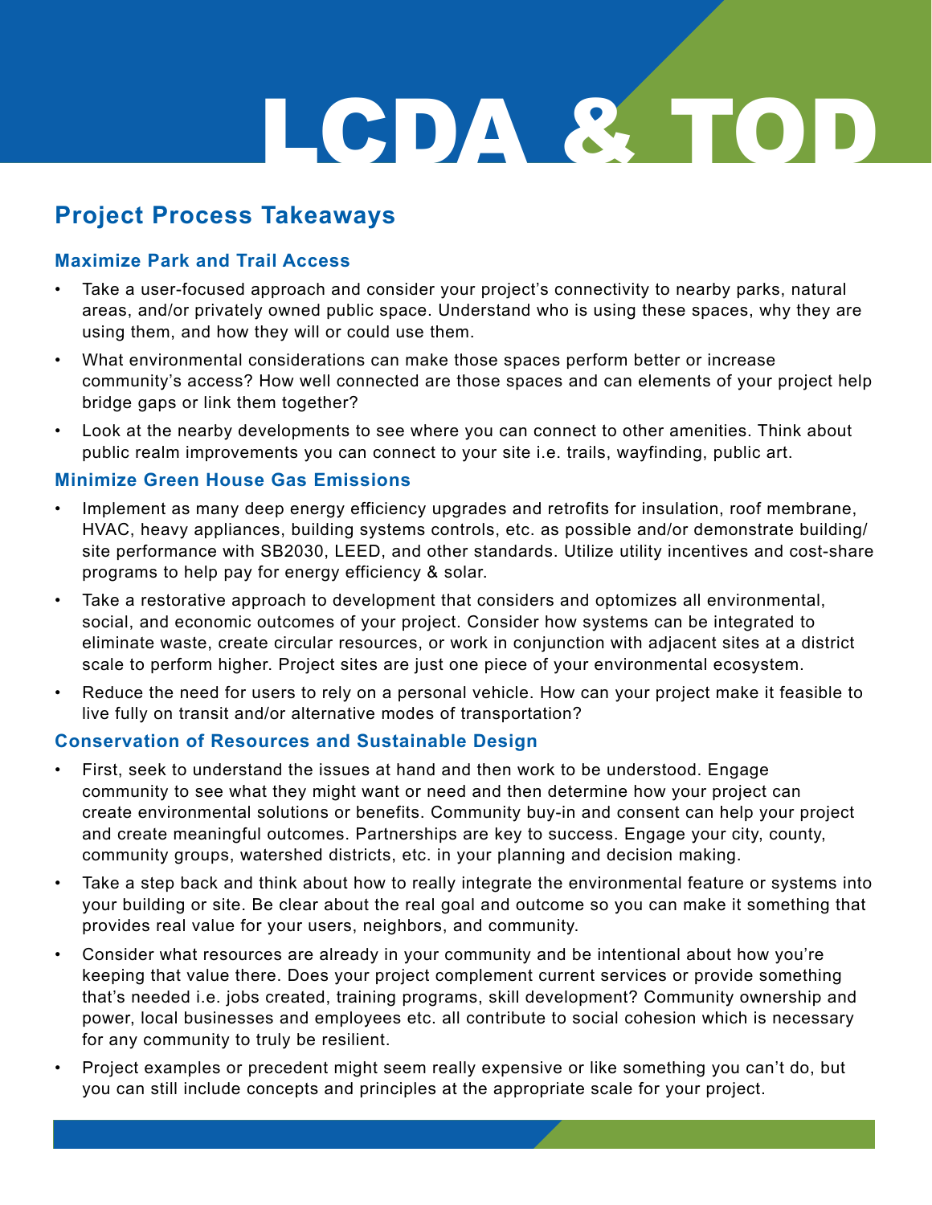# LCDA & TOD

## Project Process Takeaways

### Maximize Park and Trail Access

- Take a user-focused approach and consider your project's connectivity to nearby parks, natural areas, and/or privately owned public space. Understand who is using these spaces, why they are using them, and how they will or could use them.
- What environmental considerations can make those spaces perform better or increase community's access? How well connected are those spaces and can elements of your project help bridge gaps or link them together?
- Look at the nearby developments to see where you can connect to other amenities. Think about public realm improvements you can connect to your site i.e. trails, wayfinding, public art.

### Minimize Green House Gas Emissions

- Implement as many deep energy efficiency upgrades and retrofits for insulation, roof membrane, HVAC, heavy appliances, building systems controls, etc. as possible and/or demonstrate building/site performance with SB2030, LEED, and other standards. Utilize utility incentives and cost-share programs to help pay for energy efficiency & solar.
- Take a restorative approach to development that considers and optomizes all environmental, social, and economic outcomes of your project. Consider how systems can be integrated to eliminate waste, create circular resources, or work in conjunction with adjacent sites at a district scale to perform higher. Project sites are just one piece of your environmental ecosystem.
- Reduce the need for users to rely on a personal vehicle. How can your project make it feasible to live fully on transit and/or alternative modes of transportation?

### Conservation of Resources and Sustainable Design

- First, seek to understand the issues at hand and then work to be understood. Engage community to see what they might want or need and then determine how your project can create environmental solutions or benefits. Community buy-in and consent can help your project and create meaningful outcomes. Partnerships are key to success. Engage your city, county, community groups, watershed districts, etc. in your planning and decision making.
- Take a step back and think about how to really integrate the environmental feature or systems into your building or site. Be clear about the real goal and outcome so you can make it something that provides real value for your users, neighbors, and community.
- Consider what resources are already in your community and be intentional about how you're keeping that value there. Does your project complement current services or provide something that's needed i.e. jobs created, training programs, skill development? Community ownership and power, local businesses and employees etc. all contribute to social cohesion which is necessary for any community to truly be resilient.
- Project examples or precedent might seem really expensive or like something you can't do, but you can still include concepts and principles at the appropriate scale for your project.